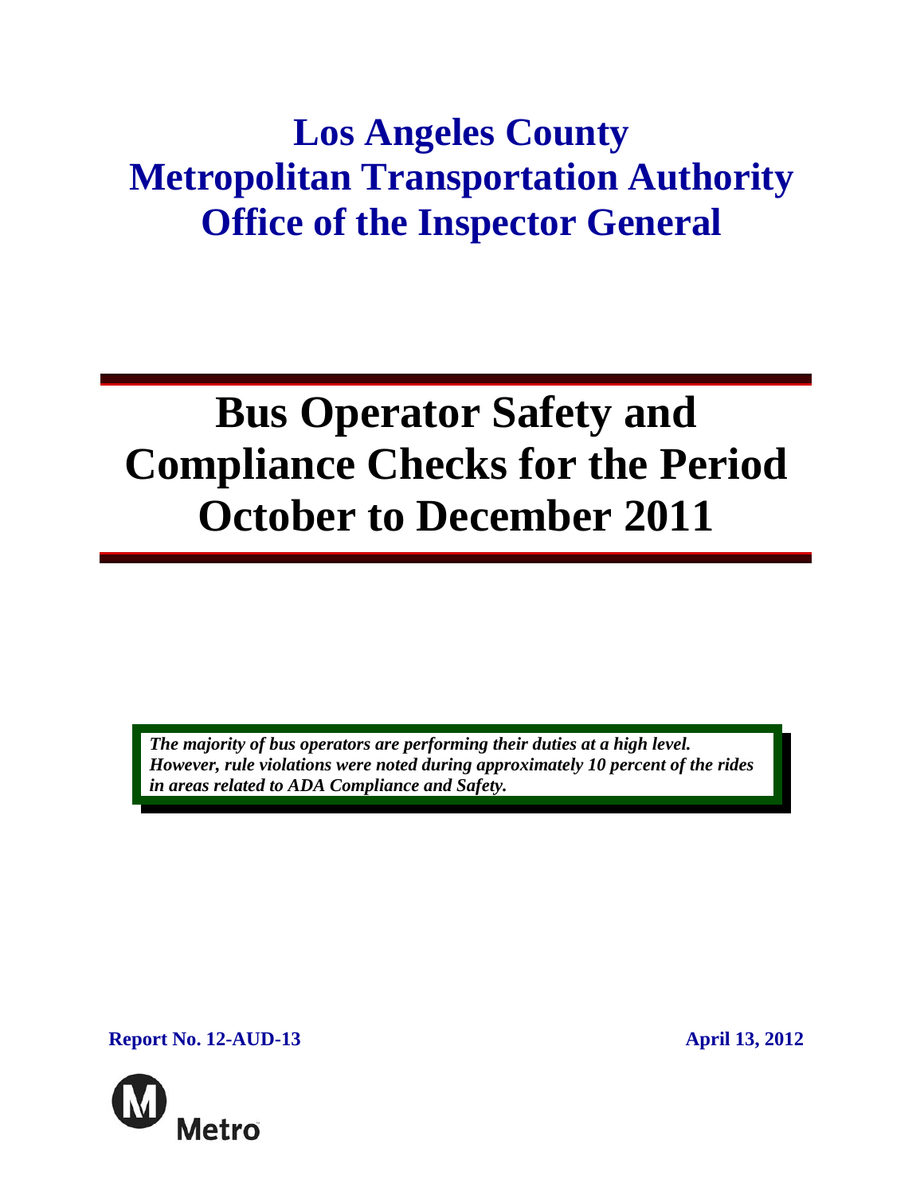# Los Angeles County Metropolitan Transportation Authority Office of the Inspector General

# Bus Operator Safety and Compliance Checks for the Period October to December 2011

***The majority of bus operators are performing their duties at a high level. However, rule violations were noted during approximately 10 percent of the rides in areas related to ADA Compliance and Safety.***

**Report No. 12-AUD-13** **April 13, 2012**

Metro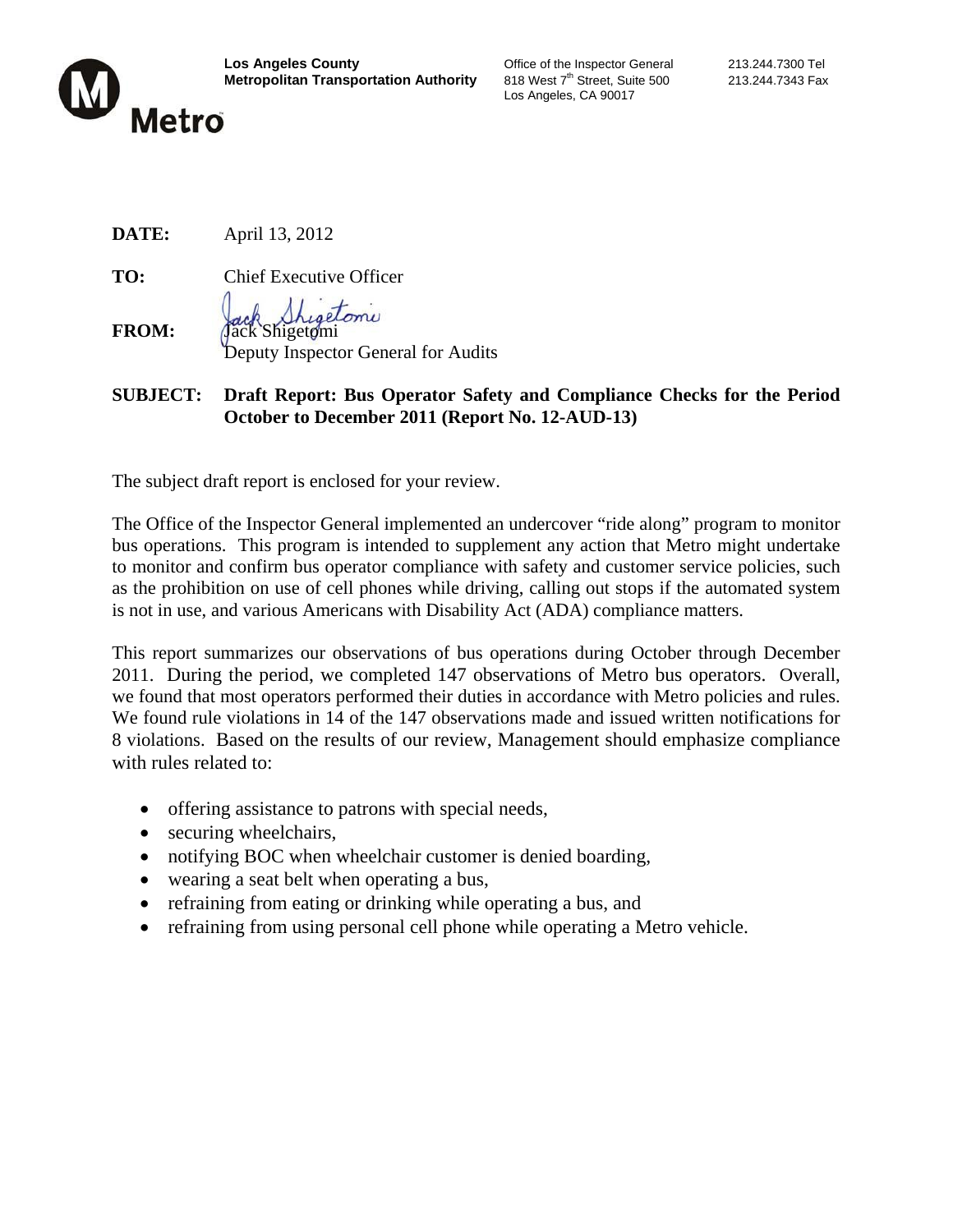**Los Angeles County**
**Metropolitan Transportation Authority**

Office of the Inspector General
818 West 7th Street, Suite 500
Los Angeles, CA 90017

213.244.7300 Tel
213.244.7343 Fax

Metro

**DATE:** April 13, 2012

**TO:** Chief Executive Officer

**FROM:** Jack Shigetomi
Deputy Inspector General for Audits

**SUBJECT: Draft Report: Bus Operator Safety and Compliance Checks for the Period October to December 2011 (Report No. 12-AUD-13)**

The subject draft report is enclosed for your review.

The Office of the Inspector General implemented an undercover "ride along" program to monitor bus operations. This program is intended to supplement any action that Metro might undertake to monitor and confirm bus operator compliance with safety and customer service policies, such as the prohibition on use of cell phones while driving, calling out stops if the automated system is not in use, and various Americans with Disability Act (ADA) compliance matters.

This report summarizes our observations of bus operations during October through December 2011. During the period, we completed 147 observations of Metro bus operators. Overall, we found that most operators performed their duties in accordance with Metro policies and rules. We found rule violations in 14 of the 147 observations made and issued written notifications for 8 violations. Based on the results of our review, Management should emphasize compliance with rules related to:

- offering assistance to patrons with special needs,
- securing wheelchairs,
- notifying BOC when wheelchair customer is denied boarding,
- wearing a seat belt when operating a bus,
- refraining from eating or drinking while operating a bus, and
- refraining from using personal cell phone while operating a Metro vehicle.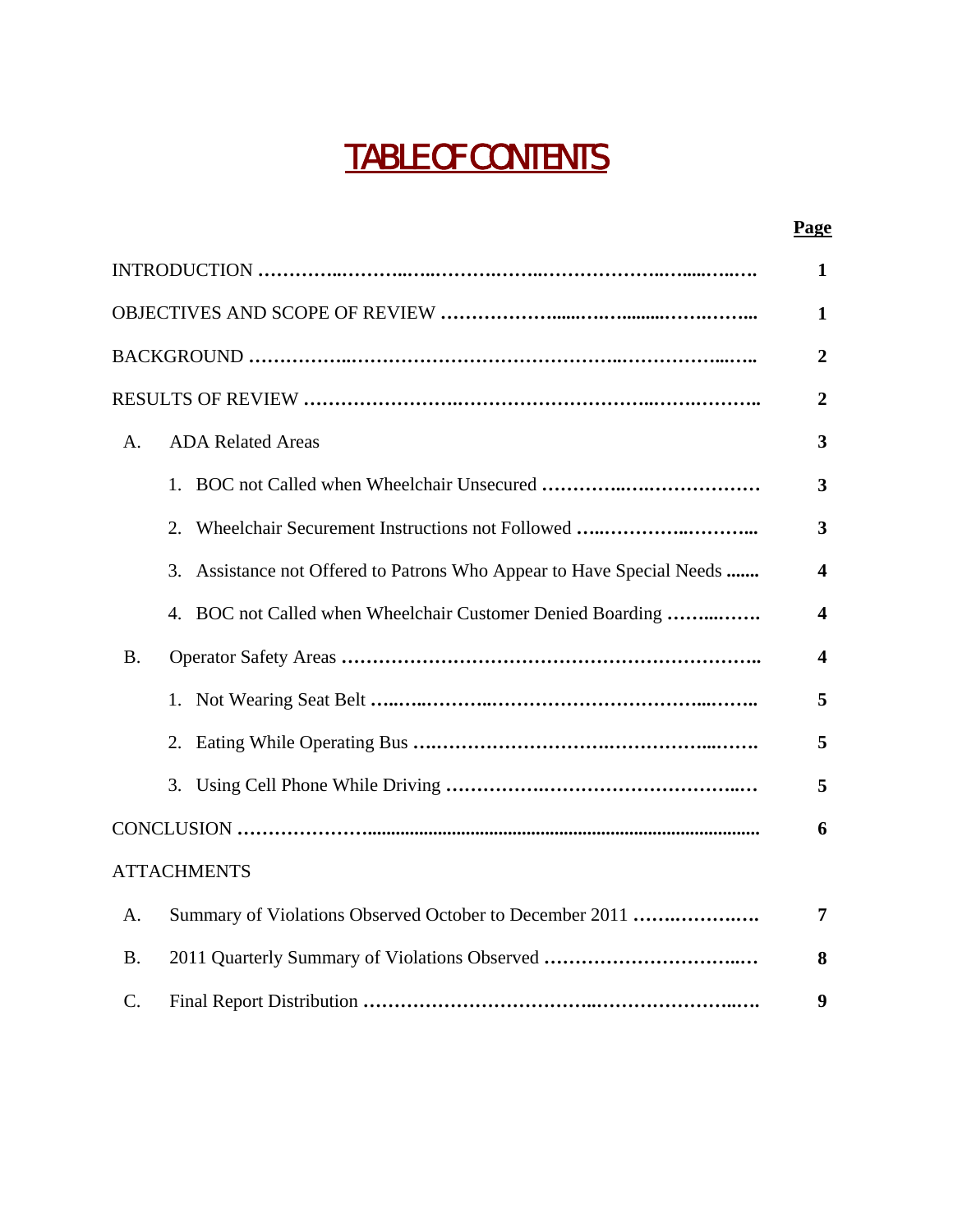# TABLE OF CONTENTS

| | Page |
|---|---|
| INTRODUCTION | 1 |
| OBJECTIVES AND SCOPE OF REVIEW | 1 |
| BACKGROUND | 2 |
| RESULTS OF REVIEW | 2 |
| A. ADA Related Areas | 3 |
| 1. BOC not Called when Wheelchair Unsecured | 3 |
| 2. Wheelchair Securement Instructions not Followed | 3 |
| 3. Assistance not Offered to Patrons Who Appear to Have Special Needs | 4 |
| 4. BOC not Called when Wheelchair Customer Denied Boarding | 4 |
| B. Operator Safety Areas | 4 |
| 1. Not Wearing Seat Belt | 5 |
| 2. Eating While Operating Bus | 5 |
| 3. Using Cell Phone While Driving | 5 |
| CONCLUSION | 6 |
| ATTACHMENTS | |
| A. Summary of Violations Observed October to December 2011 | 7 |
| B. 2011 Quarterly Summary of Violations Observed | 8 |
| C. Final Report Distribution | 9 |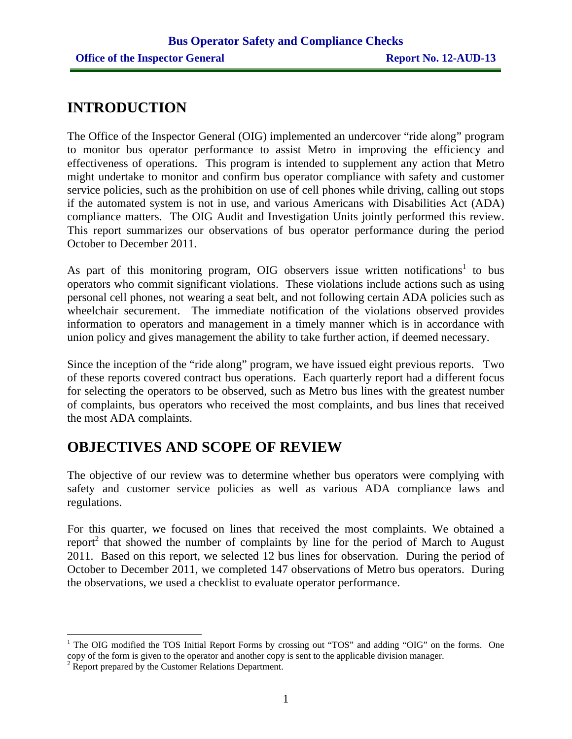## INTRODUCTION

The Office of the Inspector General (OIG) implemented an undercover "ride along" program to monitor bus operator performance to assist Metro in improving the efficiency and effectiveness of operations. This program is intended to supplement any action that Metro might undertake to monitor and confirm bus operator compliance with safety and customer service policies, such as the prohibition on use of cell phones while driving, calling out stops if the automated system is not in use, and various Americans with Disabilities Act (ADA) compliance matters. The OIG Audit and Investigation Units jointly performed this review. This report summarizes our observations of bus operator performance during the period October to December 2011.

As part of this monitoring program, OIG observers issue written notifications[1] to bus operators who commit significant violations. These violations include actions such as using personal cell phones, not wearing a seat belt, and not following certain ADA policies such as wheelchair securement. The immediate notification of the violations observed provides information to operators and management in a timely manner which is in accordance with union policy and gives management the ability to take further action, if deemed necessary.

Since the inception of the "ride along" program, we have issued eight previous reports. Two of these reports covered contract bus operations. Each quarterly report had a different focus for selecting the operators to be observed, such as Metro bus lines with the greatest number of complaints, bus operators who received the most complaints, and bus lines that received the most ADA complaints.

## OBJECTIVES AND SCOPE OF REVIEW

The objective of our review was to determine whether bus operators were complying with safety and customer service policies as well as various ADA compliance laws and regulations.

For this quarter, we focused on lines that received the most complaints. We obtained a report[2] that showed the number of complaints by line for the period of March to August 2011. Based on this report, we selected 12 bus lines for observation. During the period of October to December 2011, we completed 147 observations of Metro bus operators. During the observations, we used a checklist to evaluate operator performance.

---

[1] The OIG modified the TOS Initial Report Forms by crossing out "TOS" and adding "OIG" on the forms. One copy of the form is given to the operator and another copy is sent to the applicable division manager.

[2] Report prepared by the Customer Relations Department.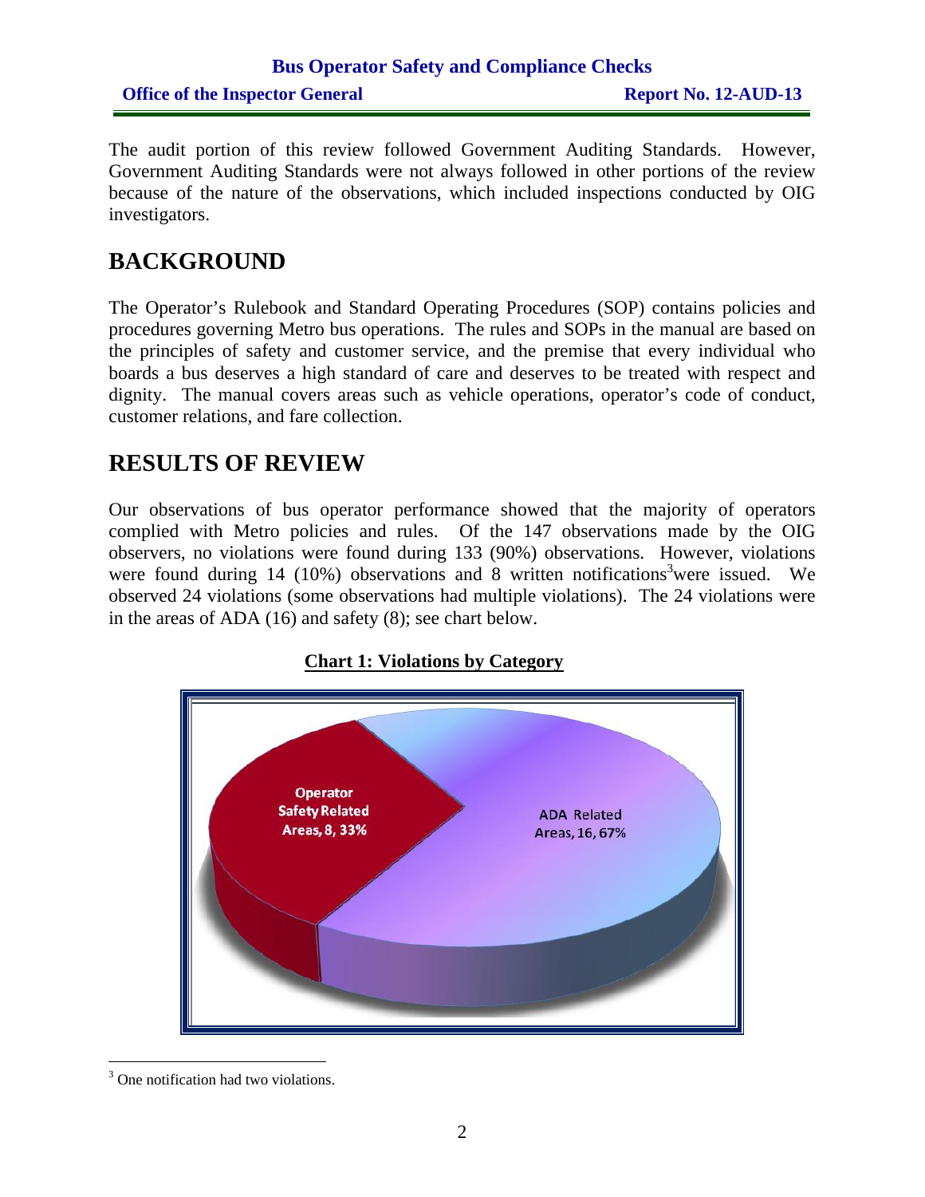The audit portion of this review followed Government Auditing Standards. However, Government Auditing Standards were not always followed in other portions of the review because of the nature of the observations, which included inspections conducted by OIG investigators.

# BACKGROUND

The Operator's Rulebook and Standard Operating Procedures (SOP) contains policies and procedures governing Metro bus operations. The rules and SOPs in the manual are based on the principles of safety and customer service, and the premise that every individual who boards a bus deserves a high standard of care and deserves to be treated with respect and dignity. The manual covers areas such as vehicle operations, operator's code of conduct, customer relations, and fare collection.

# RESULTS OF REVIEW

Our observations of bus operator performance showed that the majority of operators complied with Metro policies and rules. Of the 147 observations made by the OIG observers, no violations were found during 133 (90%) observations. However, violations were found during 14 (10%) observations and 8 written notifications[3] were issued. We observed 24 violations (some observations had multiple violations). The 24 violations were in the areas of ADA (16) and safety (8); see chart below.

**Chart 1: Violations by Category**

Operator Safety Related Areas, 8, 33%

ADA Related Areas, 16, 67%

[3] One notification had two violations.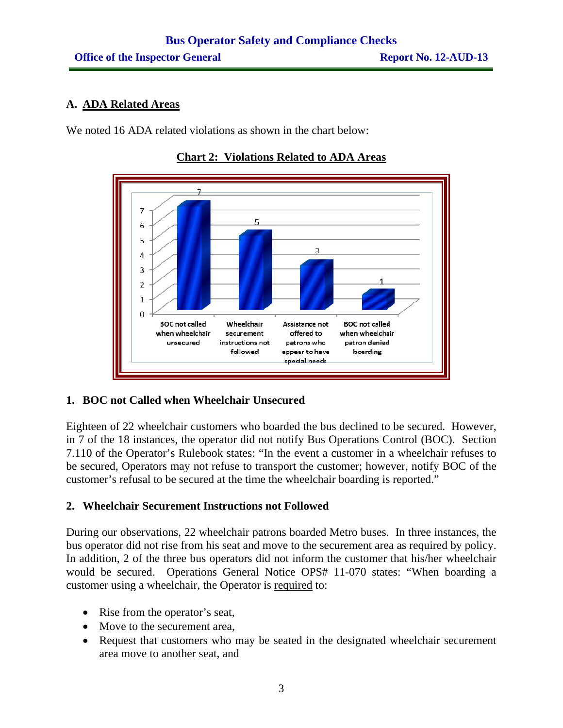## A. ADA Related Areas

We noted 16 ADA related violations as shown in the chart below:

**Chart 2: Violations Related to ADA Areas**

| Violation | Count |
|---|---|
| BOC not called when wheelchair unsecured | 7 |
| Wheelchair securement instructions not followed | 5 |
| Assistance not offered to patrons who appear to have special needs | 3 |
| BOC not called when wheelchair patron denied boarding | 1 |

### 1. BOC not Called when Wheelchair Unsecured

Eighteen of 22 wheelchair customers who boarded the bus declined to be secured. However, in 7 of the 18 instances, the operator did not notify Bus Operations Control (BOC). Section 7.110 of the Operator's Rulebook states: "In the event a customer in a wheelchair refuses to be secured, Operators may not refuse to transport the customer; however, notify BOC of the customer's refusal to be secured at the time the wheelchair boarding is reported."

### 2. Wheelchair Securement Instructions not Followed

During our observations, 22 wheelchair patrons boarded Metro buses. In three instances, the bus operator did not rise from his seat and move to the securement area as required by policy. In addition, 2 of the three bus operators did not inform the customer that his/her wheelchair would be secured. Operations General Notice OPS# 11-070 states: "When boarding a customer using a wheelchair, the Operator is required to:

- Rise from the operator's seat,
- Move to the securement area,
- Request that customers who may be seated in the designated wheelchair securement area move to another seat, and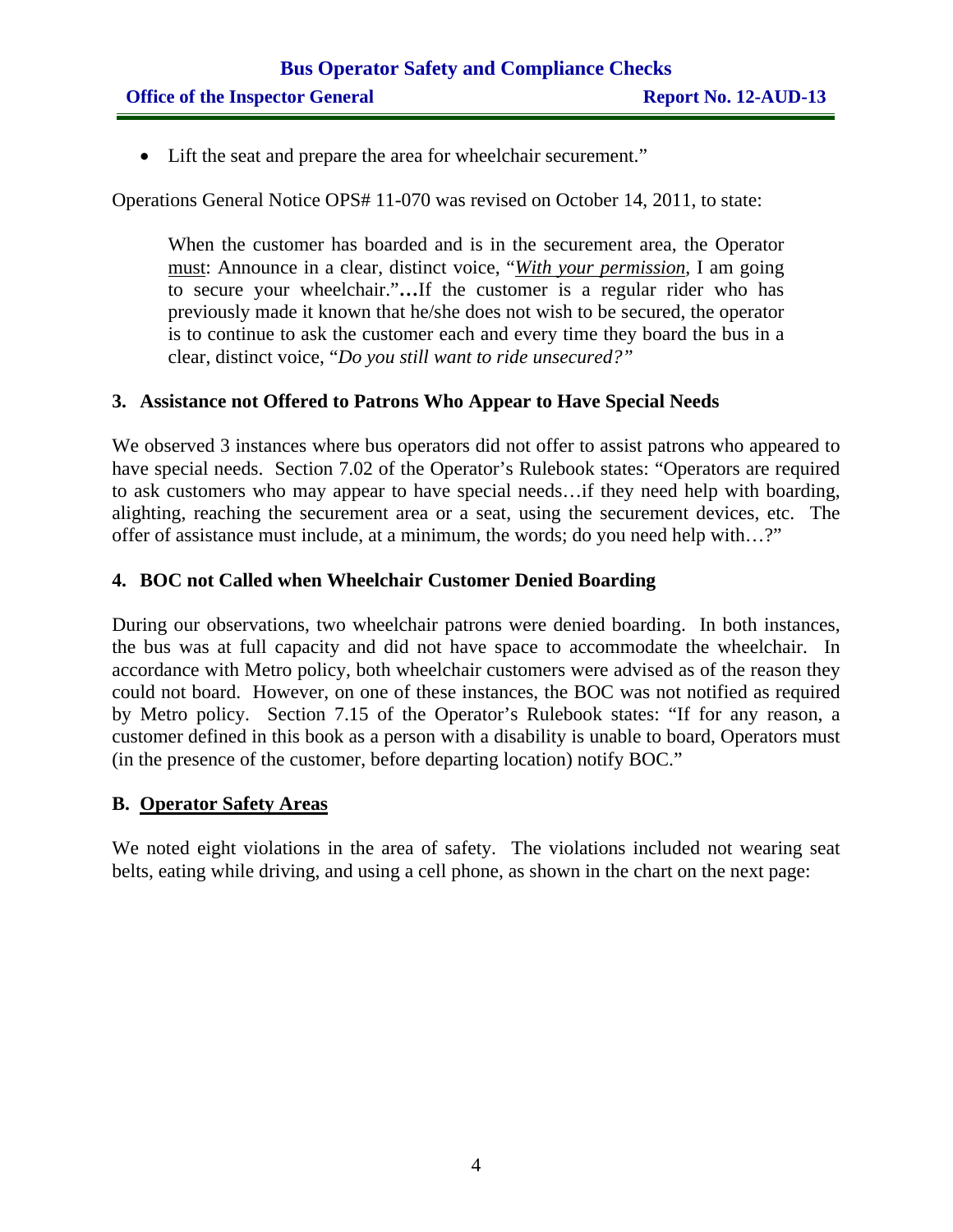- Lift the seat and prepare the area for wheelchair securement."

Operations General Notice OPS# 11-070 was revised on October 14, 2011, to state:

> When the customer has boarded and is in the securement area, the Operator must: Announce in a clear, distinct voice, "*With your permission*, I am going to secure your wheelchair."**…**If the customer is a regular rider who has previously made it known that he/she does not wish to be secured, the operator is to continue to ask the customer each and every time they board the bus in a clear, distinct voice, "*Do you still want to ride unsecured?"*

### 3. Assistance not Offered to Patrons Who Appear to Have Special Needs

We observed 3 instances where bus operators did not offer to assist patrons who appeared to have special needs. Section 7.02 of the Operator's Rulebook states: "Operators are required to ask customers who may appear to have special needs…if they need help with boarding, alighting, reaching the securement area or a seat, using the securement devices, etc. The offer of assistance must include, at a minimum, the words; do you need help with…?"

### 4. BOC not Called when Wheelchair Customer Denied Boarding

During our observations, two wheelchair patrons were denied boarding. In both instances, the bus was at full capacity and did not have space to accommodate the wheelchair. In accordance with Metro policy, both wheelchair customers were advised as of the reason they could not board. However, on one of these instances, the BOC was not notified as required by Metro policy. Section 7.15 of the Operator's Rulebook states: "If for any reason, a customer defined in this book as a person with a disability is unable to board, Operators must (in the presence of the customer, before departing location) notify BOC."

## B. Operator Safety Areas

We noted eight violations in the area of safety. The violations included not wearing seat belts, eating while driving, and using a cell phone, as shown in the chart on the next page: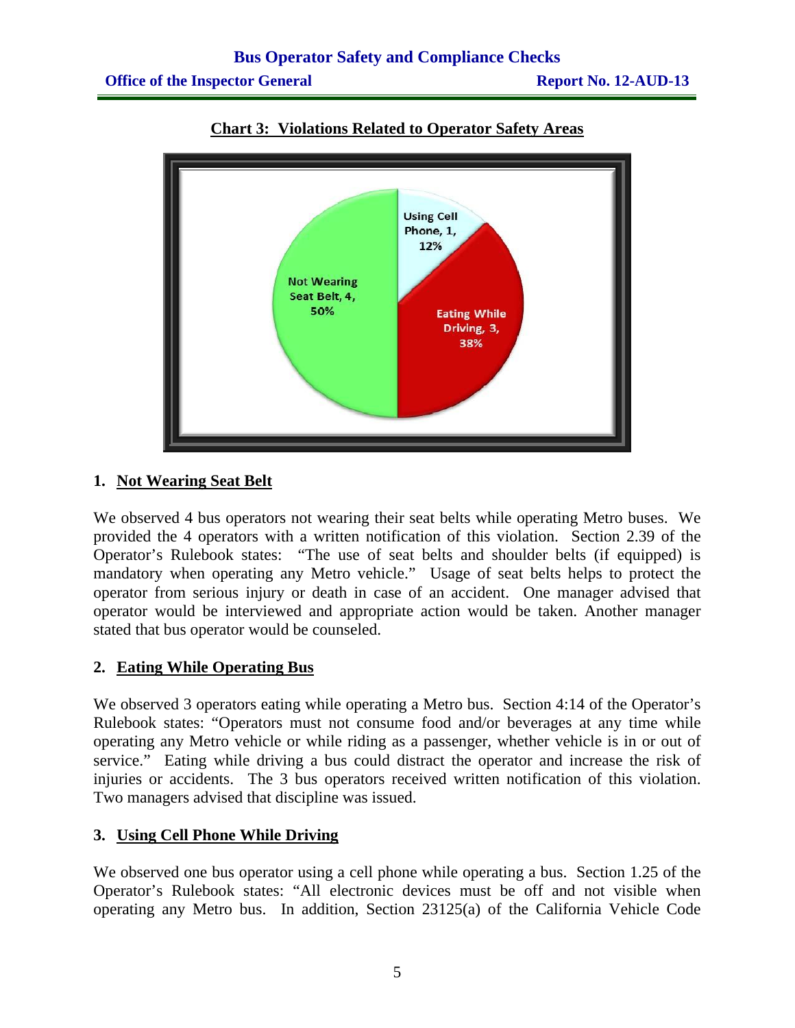**Chart 3: Violations Related to Operator Safety Areas**

Using Cell Phone, 1, 12%

Eating While Driving, 3, 38%

Not Wearing Seat Belt, 4, 50%

## 1. Not Wearing Seat Belt

We observed 4 bus operators not wearing their seat belts while operating Metro buses. We provided the 4 operators with a written notification of this violation. Section 2.39 of the Operator's Rulebook states: "The use of seat belts and shoulder belts (if equipped) is mandatory when operating any Metro vehicle." Usage of seat belts helps to protect the operator from serious injury or death in case of an accident. One manager advised that operator would be interviewed and appropriate action would be taken. Another manager stated that bus operator would be counseled.

## 2. Eating While Operating Bus

We observed 3 operators eating while operating a Metro bus. Section 4:14 of the Operator's Rulebook states: "Operators must not consume food and/or beverages at any time while operating any Metro vehicle or while riding as a passenger, whether vehicle is in or out of service." Eating while driving a bus could distract the operator and increase the risk of injuries or accidents. The 3 bus operators received written notification of this violation. Two managers advised that discipline was issued.

## 3. Using Cell Phone While Driving

We observed one bus operator using a cell phone while operating a bus. Section 1.25 of the Operator's Rulebook states: "All electronic devices must be off and not visible when operating any Metro bus. In addition, Section 23125(a) of the California Vehicle Code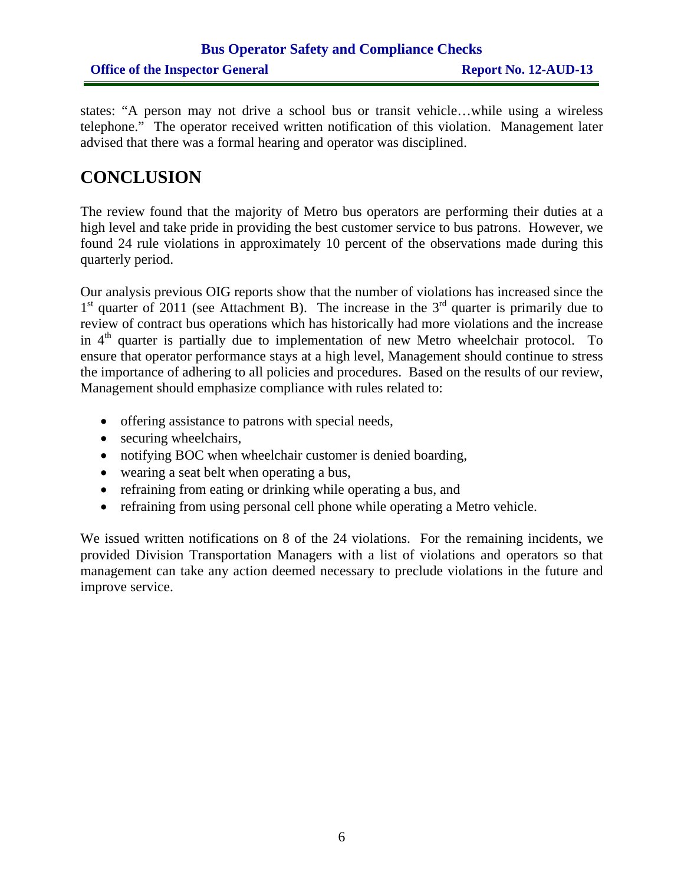states: "A person may not drive a school bus or transit vehicle…while using a wireless telephone." The operator received written notification of this violation. Management later advised that there was a formal hearing and operator was disciplined.

# CONCLUSION

The review found that the majority of Metro bus operators are performing their duties at a high level and take pride in providing the best customer service to bus patrons. However, we found 24 rule violations in approximately 10 percent of the observations made during this quarterly period.

Our analysis previous OIG reports show that the number of violations has increased since the 1st quarter of 2011 (see Attachment B). The increase in the 3rd quarter is primarily due to review of contract bus operations which has historically had more violations and the increase in 4th quarter is partially due to implementation of new Metro wheelchair protocol. To ensure that operator performance stays at a high level, Management should continue to stress the importance of adhering to all policies and procedures. Based on the results of our review, Management should emphasize compliance with rules related to:

- offering assistance to patrons with special needs,
- securing wheelchairs,
- notifying BOC when wheelchair customer is denied boarding,
- wearing a seat belt when operating a bus,
- refraining from eating or drinking while operating a bus, and
- refraining from using personal cell phone while operating a Metro vehicle.

We issued written notifications on 8 of the 24 violations. For the remaining incidents, we provided Division Transportation Managers with a list of violations and operators so that management can take any action deemed necessary to preclude violations in the future and improve service.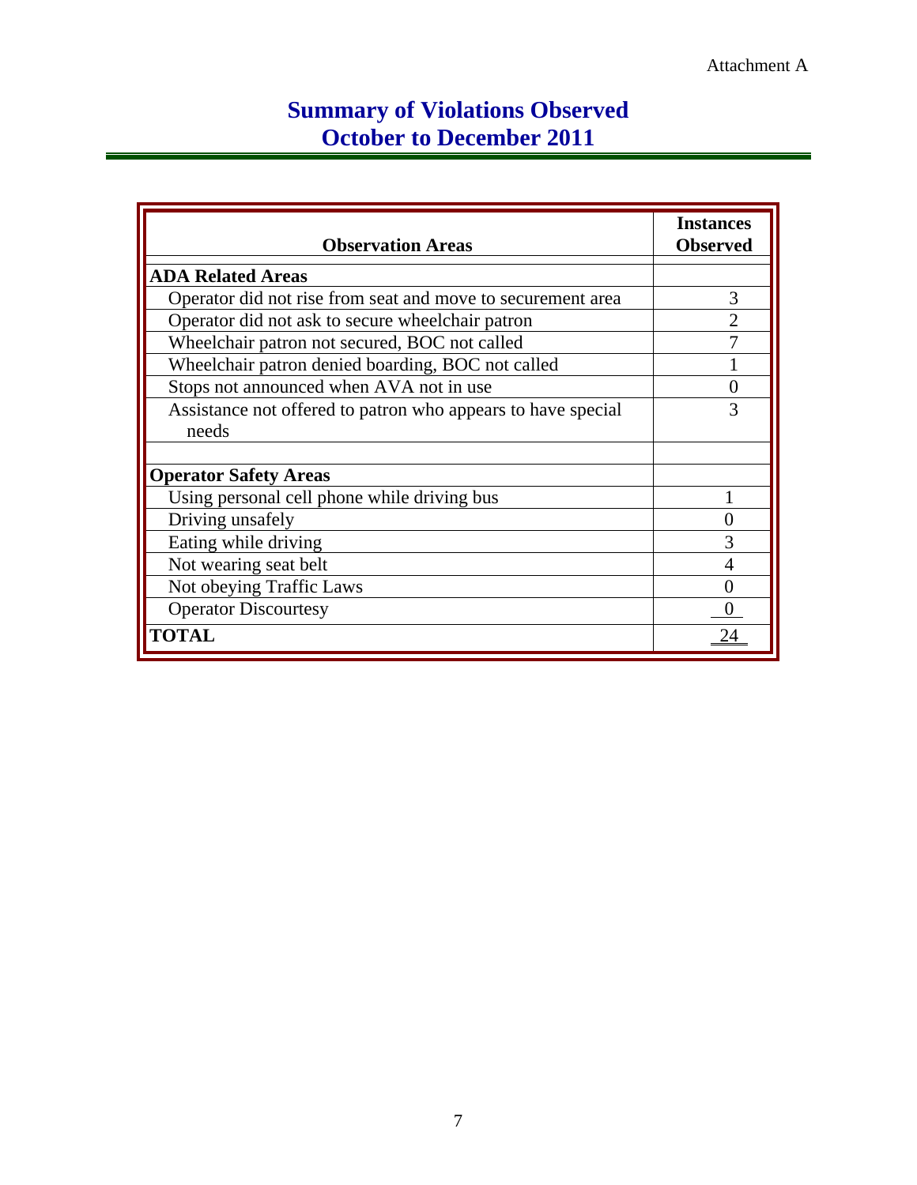Attachment A

# Summary of Violations Observed
# October to December 2011

| Observation Areas | Instances Observed |
|---|---|
| **ADA Related Areas** | |
| Operator did not rise from seat and move to securement area | 3 |
| Operator did not ask to secure wheelchair patron | 2 |
| Wheelchair patron not secured, BOC not called | 7 |
| Wheelchair patron denied boarding, BOC not called | 1 |
| Stops not announced when AVA not in use | 0 |
| Assistance not offered to patron who appears to have special needs | 3 |
| | |
| **Operator Safety Areas** | |
| Using personal cell phone while driving bus | 1 |
| Driving unsafely | 0 |
| Eating while driving | 3 |
| Not wearing seat belt | 4 |
| Not obeying Traffic Laws | 0 |
| Operator Discourtesy | 0 |
| **TOTAL** | 24 |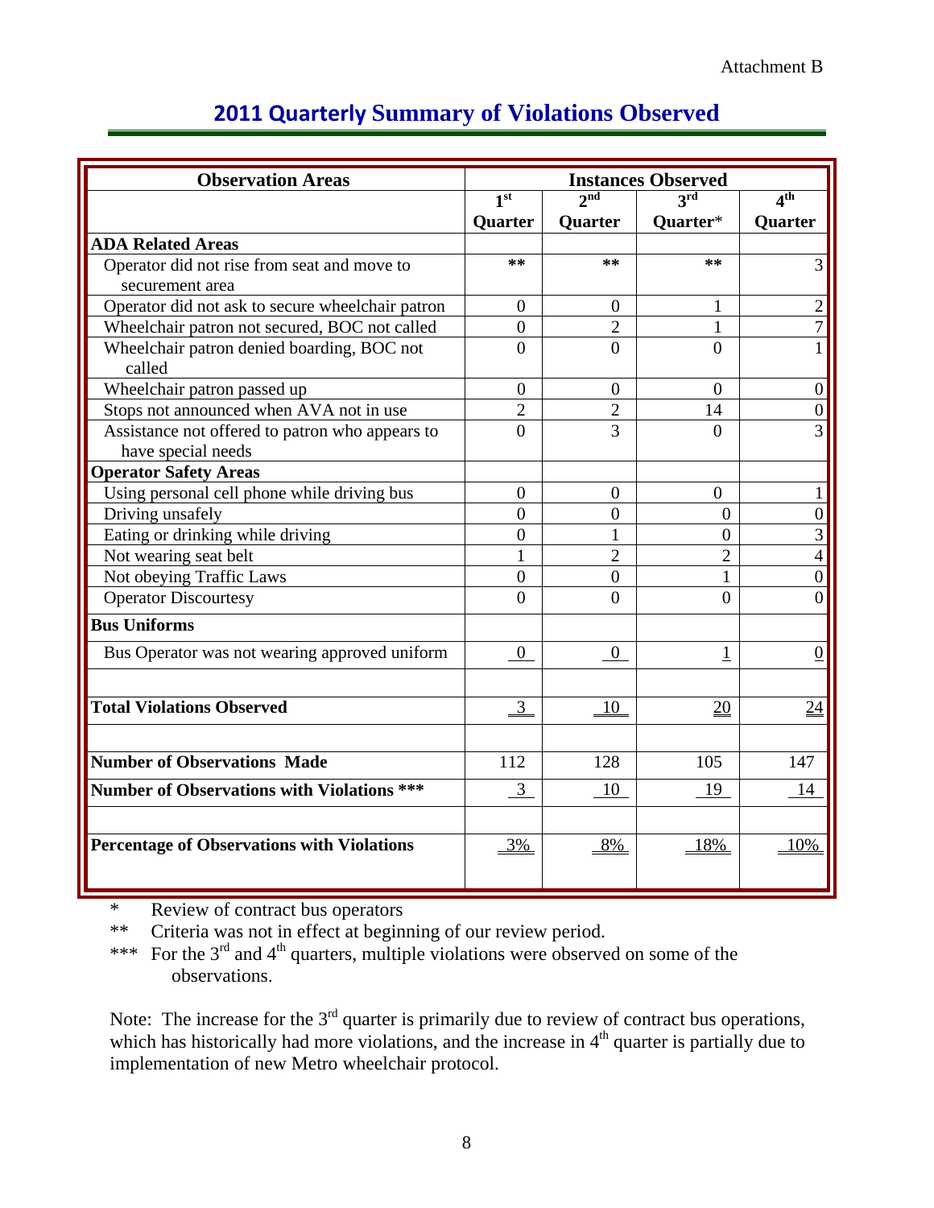Attachment B

## 2011 Quarterly Summary of Violations Observed

| Observation Areas | Instances Observed | | | |
|---|---|---|---|---|
| | 1st Quarter | 2nd Quarter | 3rd Quarter* | 4th Quarter |
| **ADA Related Areas** | | | | |
| Operator did not rise from seat and move to securement area | ** | ** | ** | 3 |
| Operator did not ask to secure wheelchair patron | 0 | 0 | 1 | 2 |
| Wheelchair patron not secured, BOC not called | 0 | 2 | 1 | 7 |
| Wheelchair patron denied boarding, BOC not called | 0 | 0 | 0 | 1 |
| Wheelchair patron passed up | 0 | 0 | 0 | 0 |
| Stops not announced when AVA not in use | 2 | 2 | 14 | 0 |
| Assistance not offered to patron who appears to have special needs | 0 | 3 | 0 | 3 |
| **Operator Safety Areas** | | | | |
| Using personal cell phone while driving bus | 0 | 0 | 0 | 1 |
| Driving unsafely | 0 | 0 | 0 | 0 |
| Eating or drinking while driving | 0 | 1 | 0 | 3 |
| Not wearing seat belt | 1 | 2 | 2 | 4 |
| Not obeying Traffic Laws | 0 | 0 | 1 | 0 |
| Operator Discourtesy | 0 | 0 | 0 | 0 |
| **Bus Uniforms** | | | | |
| Bus Operator was not wearing approved uniform | 0 | 0 | 1 | 0 |
| **Total Violations Observed** | 3 | 10 | 20 | 24 |
| **Number of Observations Made** | 112 | 128 | 105 | 147 |
| **Number of Observations with Violations \*\*\*** | 3 | 10 | 19 | 14 |
| **Percentage of Observations with Violations** | 3% | 8% | 18% | 10% |

\* Review of contract bus operators

\*\* Criteria was not in effect at beginning of our review period.

\*\*\* For the 3rd and 4th quarters, multiple violations were observed on some of the observations.

Note: The increase for the 3rd quarter is primarily due to review of contract bus operations, which has historically had more violations, and the increase in 4th quarter is partially due to implementation of new Metro wheelchair protocol.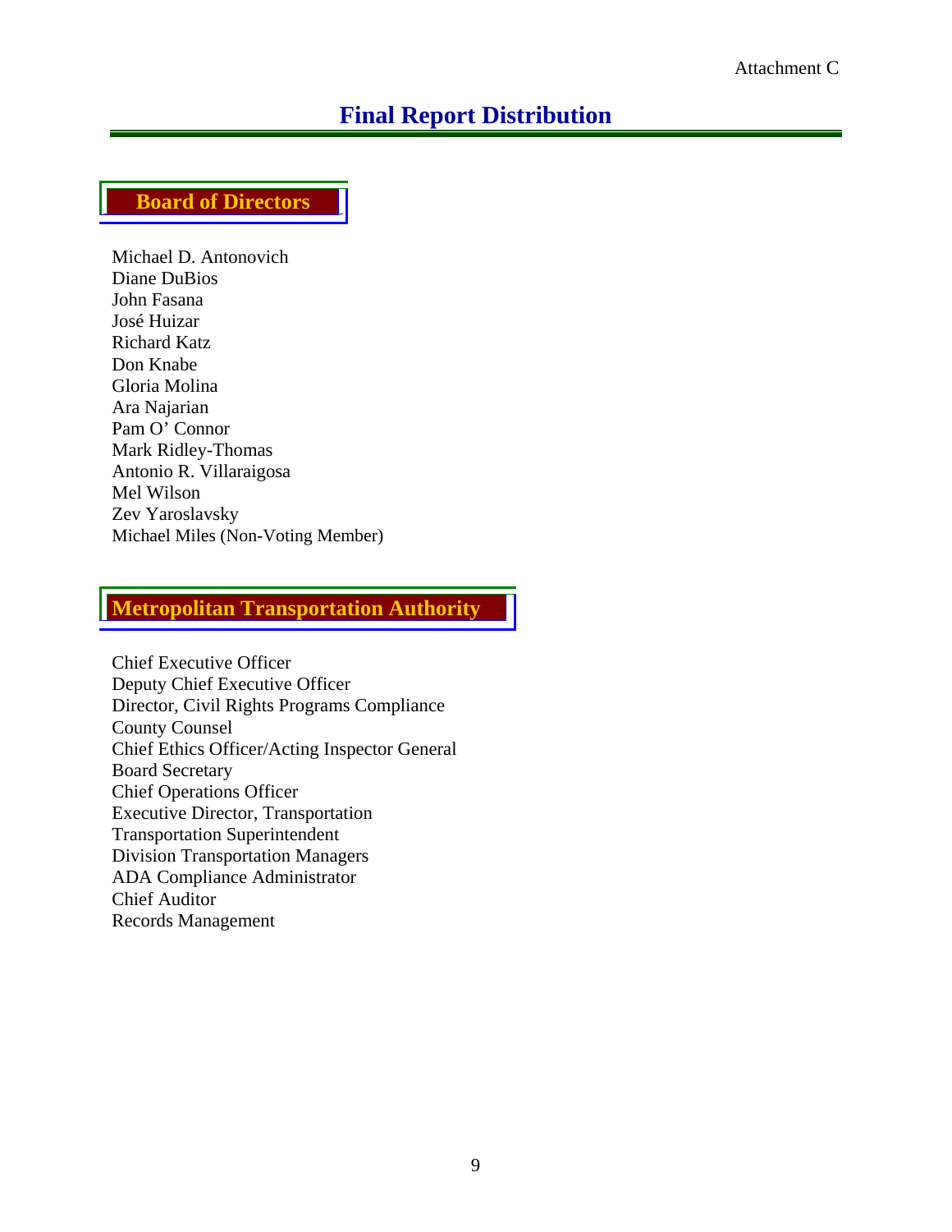Attachment C

# Final Report Distribution

## Board of Directors

Michael D. Antonovich
Diane DuBios
John Fasana
José Huizar
Richard Katz
Don Knabe
Gloria Molina
Ara Najarian
Pam O' Connor
Mark Ridley-Thomas
Antonio R. Villaraigosa
Mel Wilson
Zev Yaroslavsky
Michael Miles (Non-Voting Member)

## Metropolitan Transportation Authority

Chief Executive Officer
Deputy Chief Executive Officer
Director, Civil Rights Programs Compliance
County Counsel
Chief Ethics Officer/Acting Inspector General
Board Secretary
Chief Operations Officer
Executive Director, Transportation
Transportation Superintendent
Division Transportation Managers
ADA Compliance Administrator
Chief Auditor
Records Management